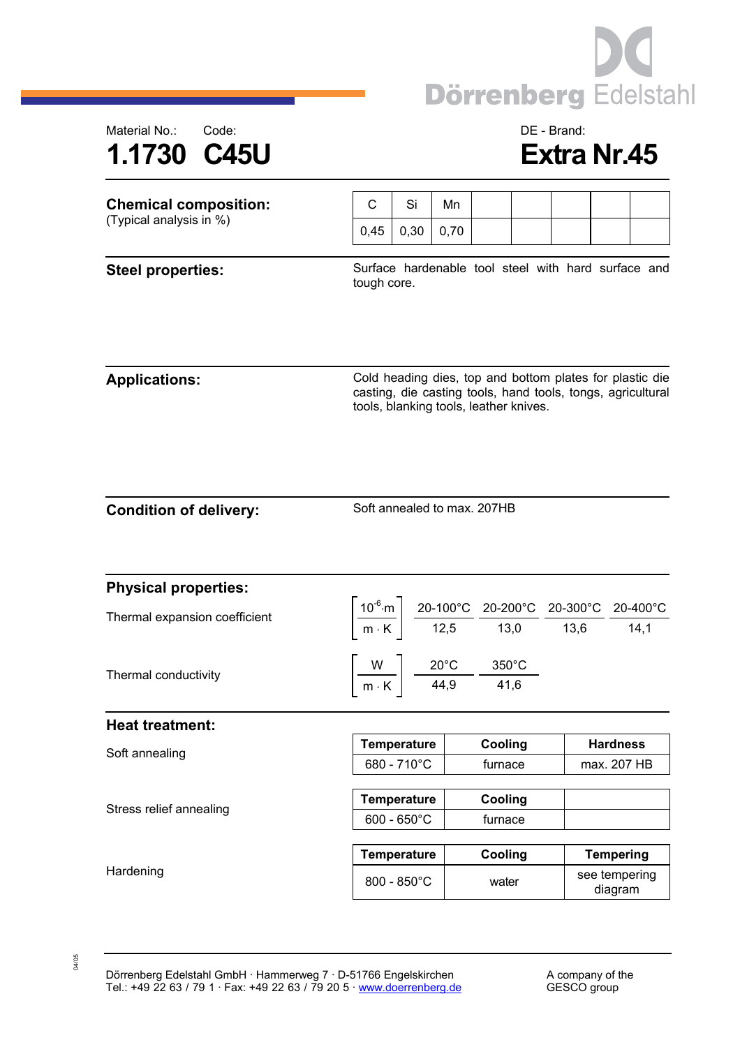Material No.: 1.1730 | Code: C45U | DE - Brand: Extra Nr.45

# 1.1730 C45U — Extra Nr.45

## Chemical composition:

(Typical analysis in %)

| C | Si | Mn | | | | | |
|---|---|---|---|---|---|---|---|
| 0,45 | 0,30 | 0,70 | | | | | |

## Steel properties:

Surface hardenable tool steel with hard surface and tough core.

## Applications:

Cold heading dies, top and bottom plates for plastic die casting, die casting tools, hand tools, tongs, agricultural tools, blanking tools, leather knives.

## Condition of delivery:

Soft annealed to max. 207HB

## Physical properties:

Thermal expansion coefficient

| $\left[\frac{10^{-6} \cdot m}{m \cdot K}\right]$ | 20-100°C | 20-200°C | 20-300°C | 20-400°C |
|---|---|---|---|---|
| | 12,5 | 13,0 | 13,6 | 14,1 |

Thermal conductivity

| $\left[\frac{W}{m \cdot K}\right]$ | 20°C | 350°C |
|---|---|---|
| | 44,9 | 41,6 |

## Heat treatment:

Soft annealing

| Temperature | Cooling | Hardness |
|---|---|---|
| 680 - 710°C | furnace | max. 207 HB |

Stress relief annealing

| Temperature | Cooling | |
|---|---|---|
| 600 - 650°C | furnace | |

Hardening

| Temperature | Cooling | Tempering |
|---|---|---|
| 800 - 850°C | water | see tempering diagram |

04/05

Dörrenberg Edelstahl GmbH · Hammerweg 7 · D-51766 Engelskirchen
Tel.: +49 22 63 / 79 1 · Fax: +49 22 63 / 79 20 5 · www.doerrenberg.de

A company of the GESCO group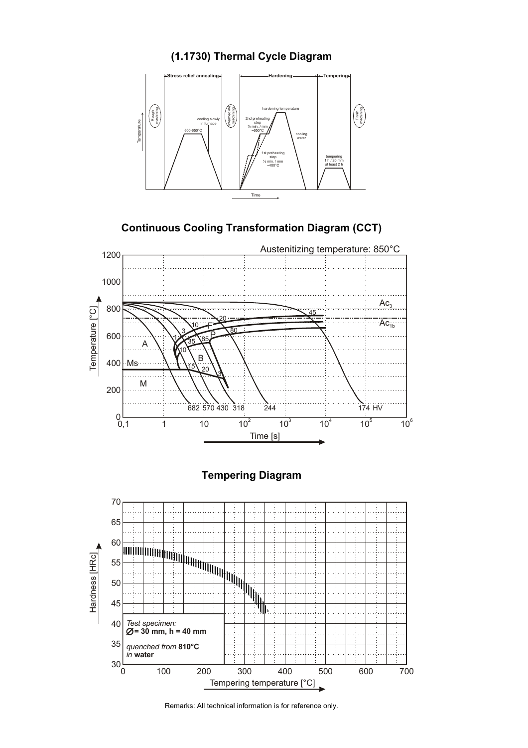## (1.1730) Thermal Cycle Diagram

Stress relief annealing

Hardening

Tempering

Rough machining

Intermediate machining

Finish machining

Temperature

Time

600-650°C

cooling slowly in furnace

hardening temperature

2nd preheating step
½ min. / mm
~650°C

1st preheating step
½ min. / mm
~400°C

cooling water

tempering
1 h / 20 mm
at least 2 h

## Continuous Cooling Transformation Diagram (CCT)

Austenitizing temperature: 850°C

Temperature [°C]

Time [s]

$Ac_3$

$Ac_{1b}$

Ms

A

F

P

B

M

682 570 430 318 244 174 HV

## Tempering Diagram

Hardness [HRc]

Tempering temperature [°C]

*Test specimen:*
**∅ = 30 mm, h = 40 mm**

*quenched from* **810°C**
*in* **water**

Remarks: All technical information is for reference only.